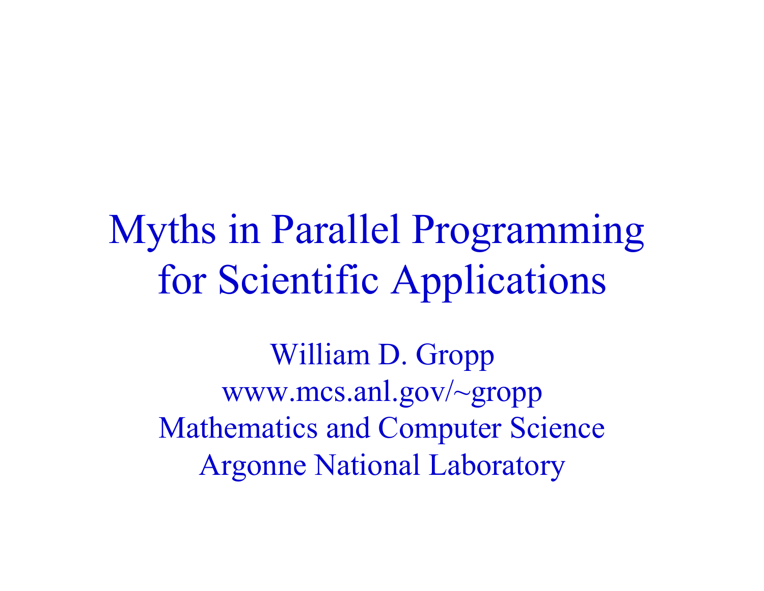# Myths in Parallel Programming for Scientific Applications

William D. Gropp

www.mcs.anl.gov/~gropp

Mathematics and Computer Science

Argonne National Laboratory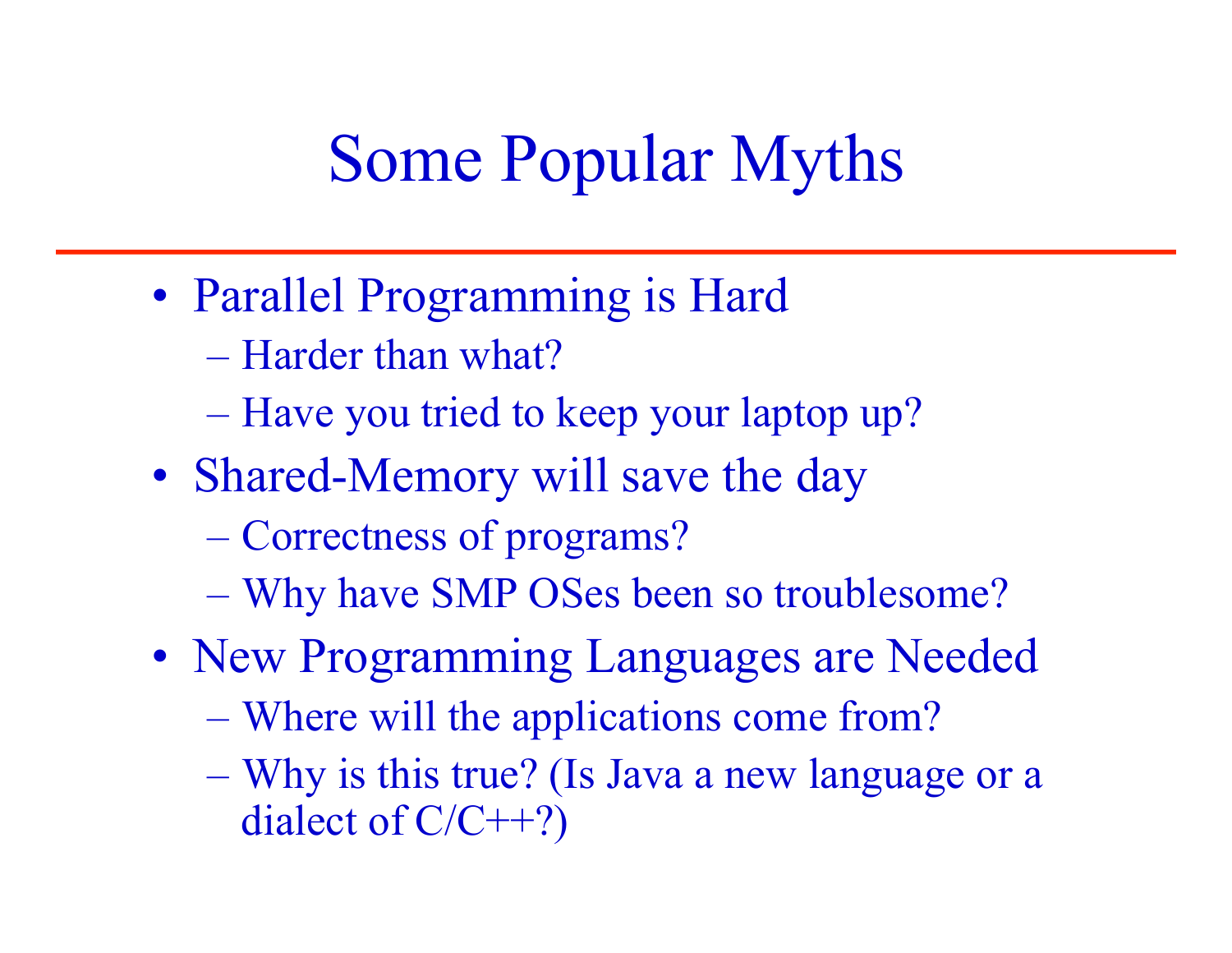# Some Popular Myths

- Parallel Programming is Hard
  - Harder than what?
  - Have you tried to keep your laptop up?
- Shared-Memory will save the day
  - Correctness of programs?
  - Why have SMP OSes been so troublesome?
- New Programming Languages are Needed
  - Where will the applications come from?
  - Why is this true? (Is Java a new language or a dialect of C/C++?)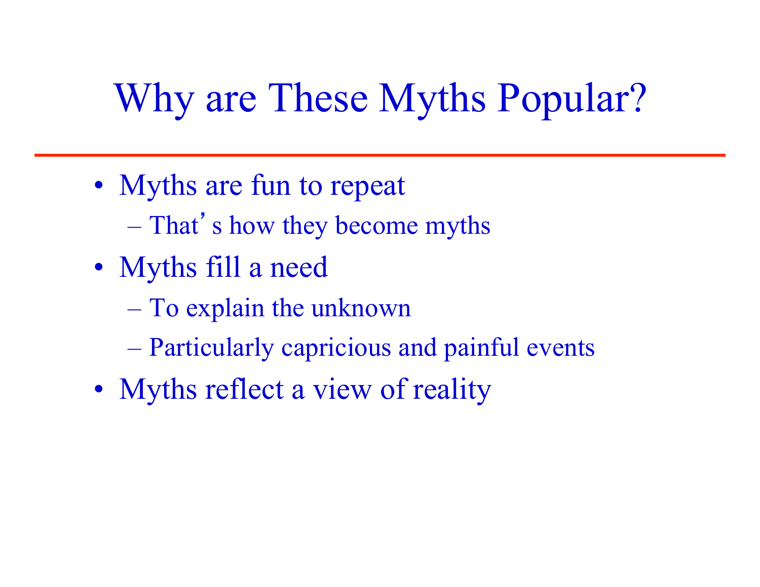# Why are These Myths Popular?

- Myths are fun to repeat
  - That's how they become myths
- Myths fill a need
  - To explain the unknown
  - Particularly capricious and painful events
- Myths reflect a view of reality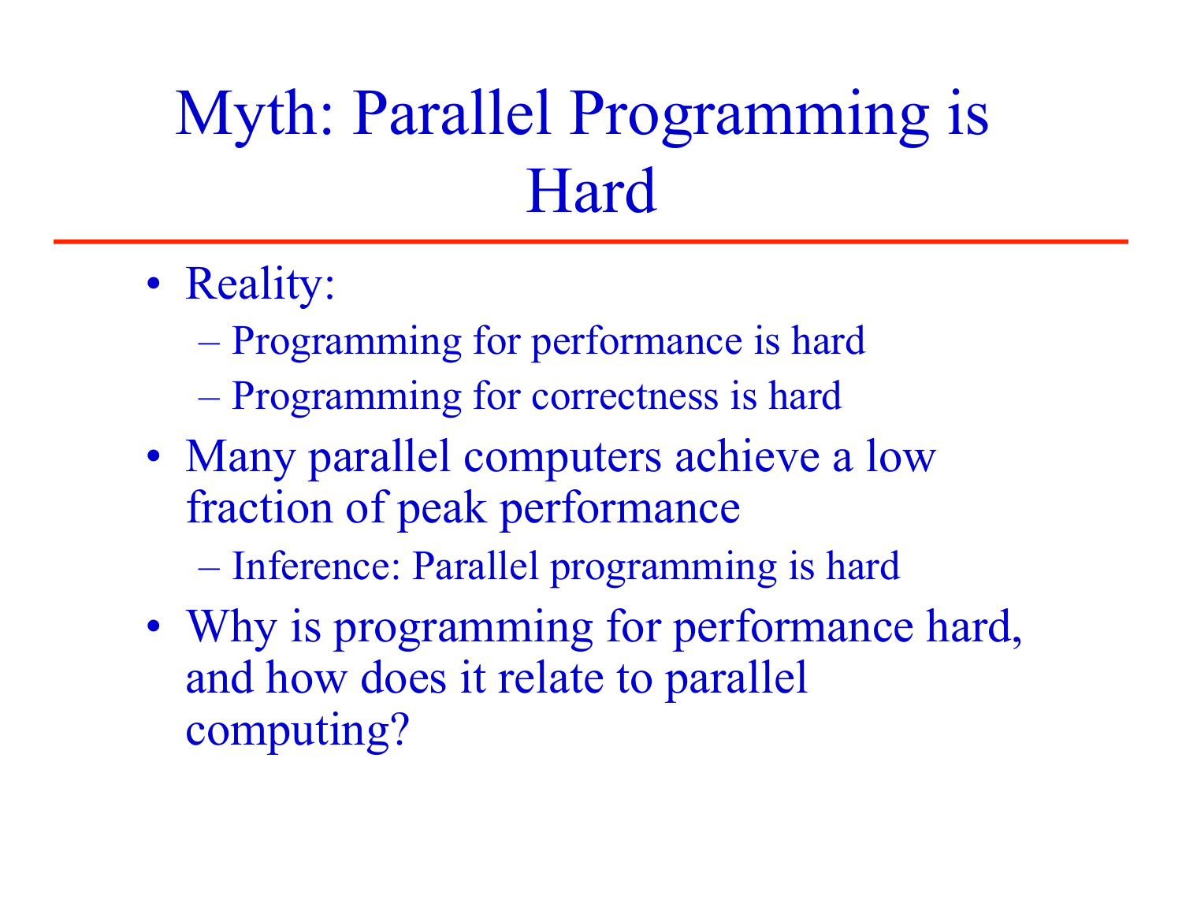# Myth: Parallel Programming is Hard

- Reality:
  - Programming for performance is hard
  - Programming for correctness is hard
- Many parallel computers achieve a low fraction of peak performance
  - Inference: Parallel programming is hard
- Why is programming for performance hard, and how does it relate to parallel computing?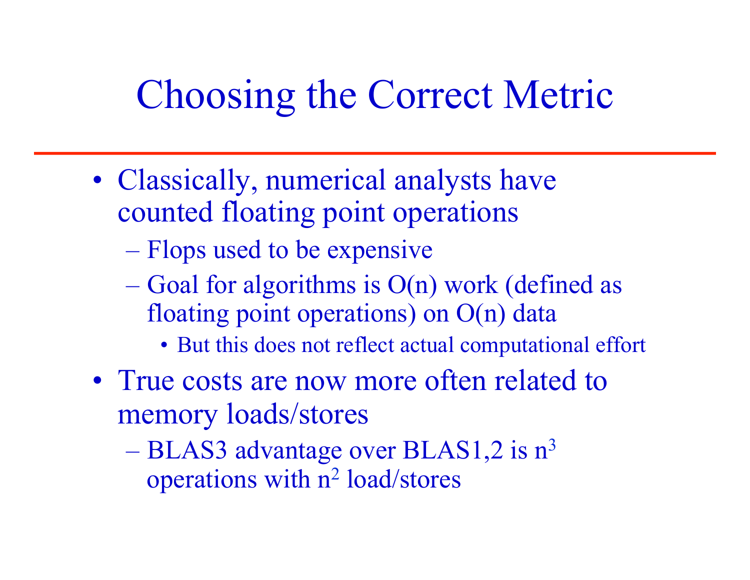# Choosing the Correct Metric

- Classically, numerical analysts have counted floating point operations
  - Flops used to be expensive
  - Goal for algorithms is O(n) work (defined as floating point operations) on O(n) data
    - But this does not reflect actual computational effort
- True costs are now more often related to memory loads/stores
  - BLAS3 advantage over BLAS1,2 is $n^3$ operations with $n^2$ load/stores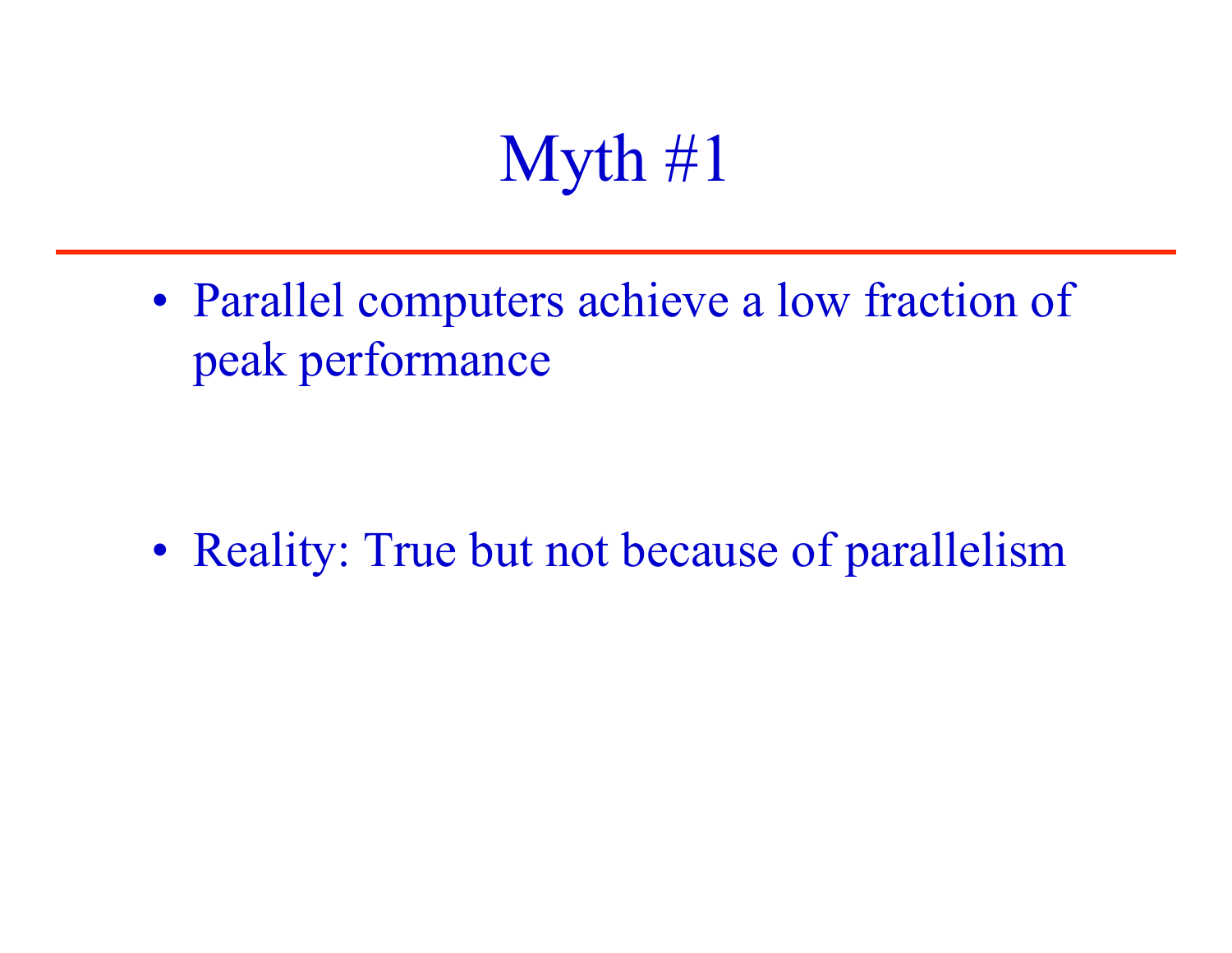# Myth #1

- Parallel computers achieve a low fraction of peak performance

- Reality: True but not because of parallelism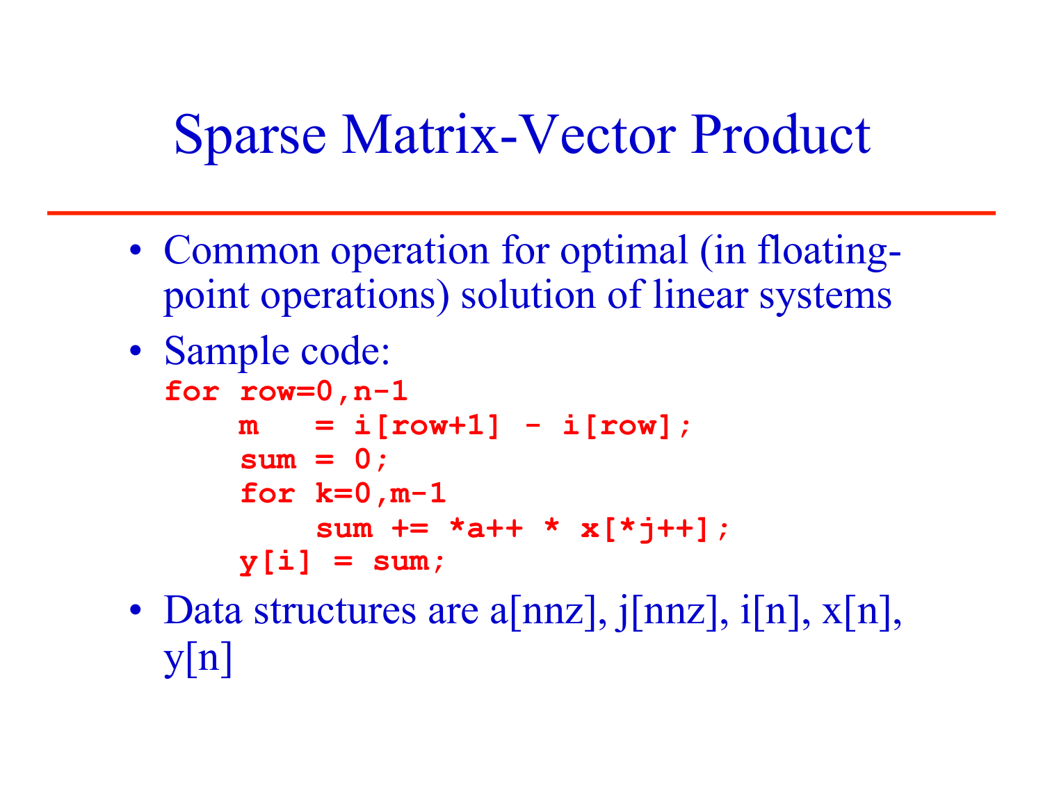# Sparse Matrix-Vector Product

- Common operation for optimal (in floating-point operations) solution of linear systems
- Sample code:

```
for row=0,n-1
    m   = i[row+1] - i[row];
    sum = 0;
    for k=0,m-1
        sum += *a++ * x[*j++];
    y[i] = sum;
```

- Data structures are a[nnz], j[nnz], i[n], x[n], y[n]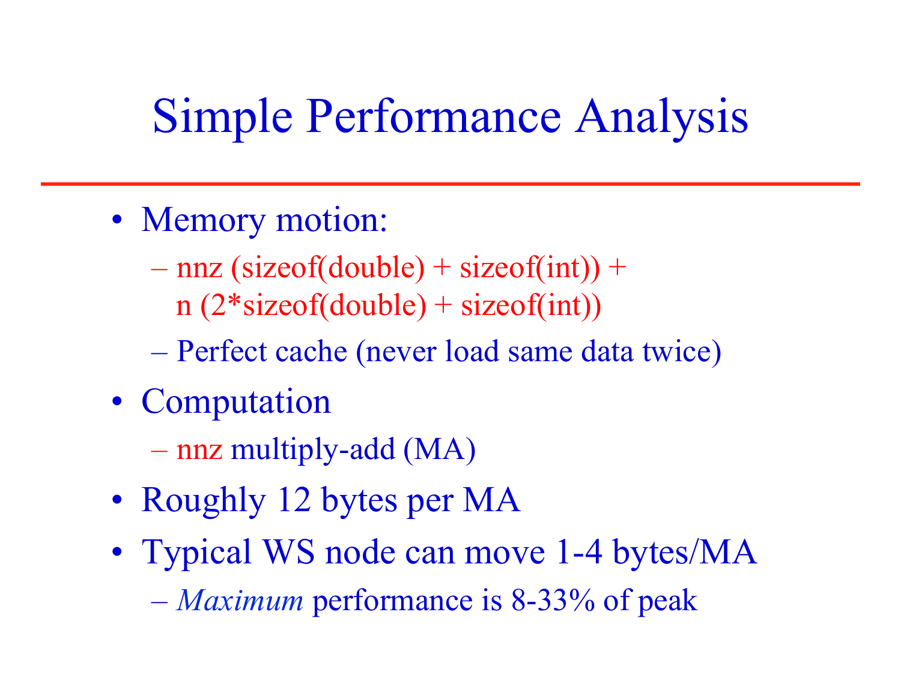# Simple Performance Analysis

- Memory motion:
  - nnz (sizeof(double) + sizeof(int)) + n (2*sizeof(double) + sizeof(int))
  - Perfect cache (never load same data twice)
- Computation
  - nnz multiply-add (MA)
- Roughly 12 bytes per MA
- Typical WS node can move 1-4 bytes/MA
  - *Maximum* performance is 8-33% of peak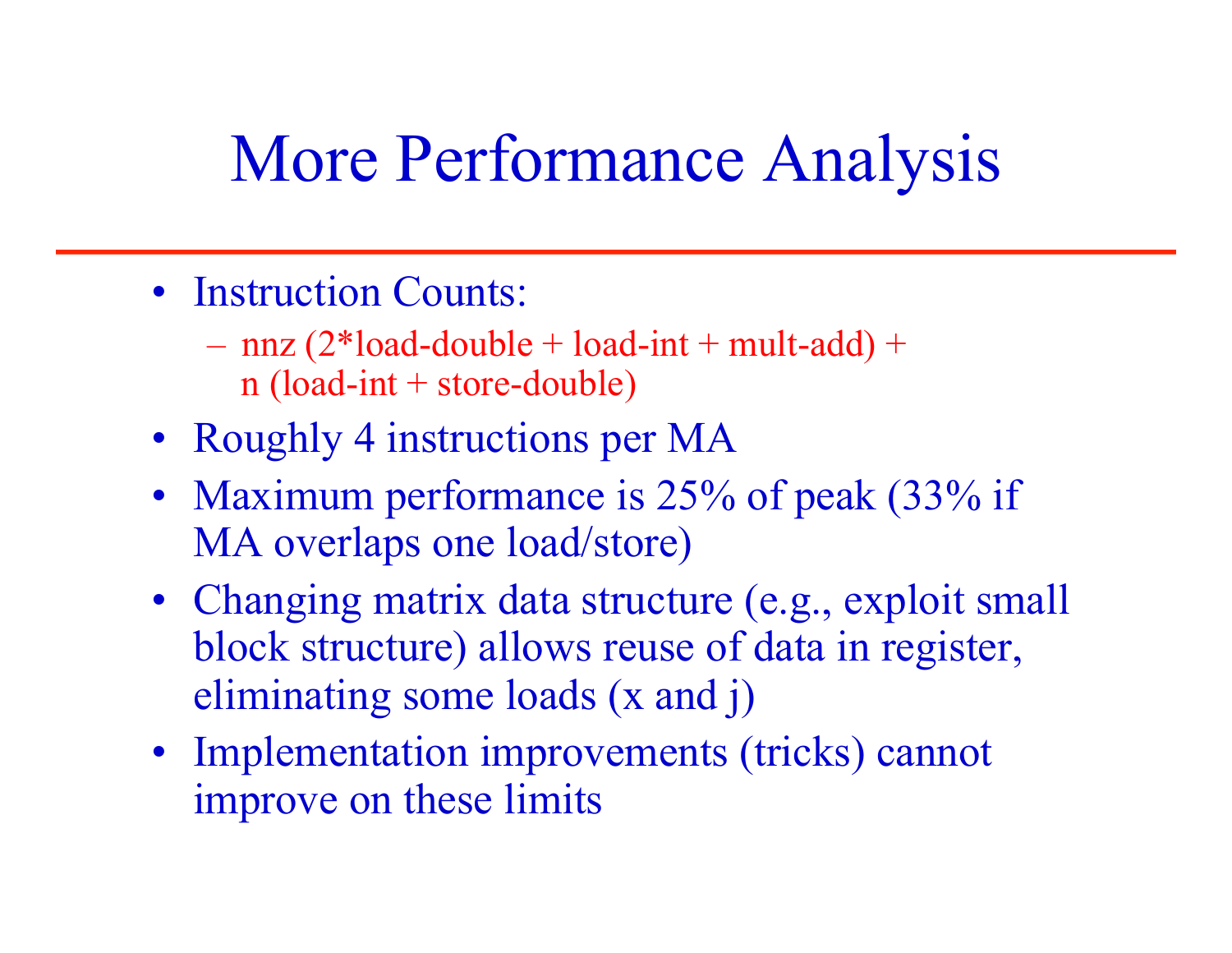# More Performance Analysis

- Instruction Counts:
  - nnz (2*load-double + load-int + mult-add) + n (load-int + store-double)
- Roughly 4 instructions per MA
- Maximum performance is 25% of peak (33% if MA overlaps one load/store)
- Changing matrix data structure (e.g., exploit small block structure) allows reuse of data in register, eliminating some loads (x and j)
- Implementation improvements (tricks) cannot improve on these limits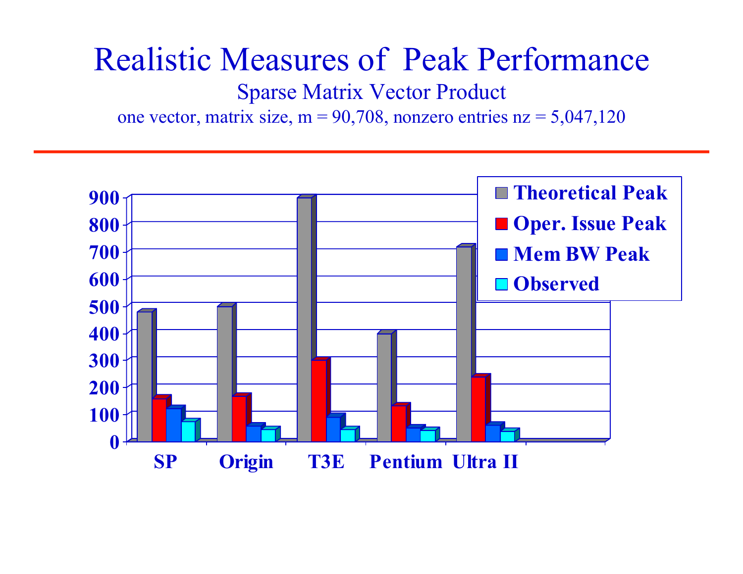# Realistic Measures of Peak Performance

## Sparse Matrix Vector Product

one vector, matrix size, m = 90,708, nonzero entries nz = 5,047,120

| | SP | Origin | T3E | Pentium | Ultra II |
|---|---|---|---|---|---|
| Theoretical Peak | 480 | 500 | 900 | 400 | 720 |
| Oper. Issue Peak | 160 | 170 | 300 | 133 | 240 |
| Mem BW Peak | 124 | 60 | 92 | 50 | 62 |
| Observed | 75 | 45 | 45 | 42 | 38 |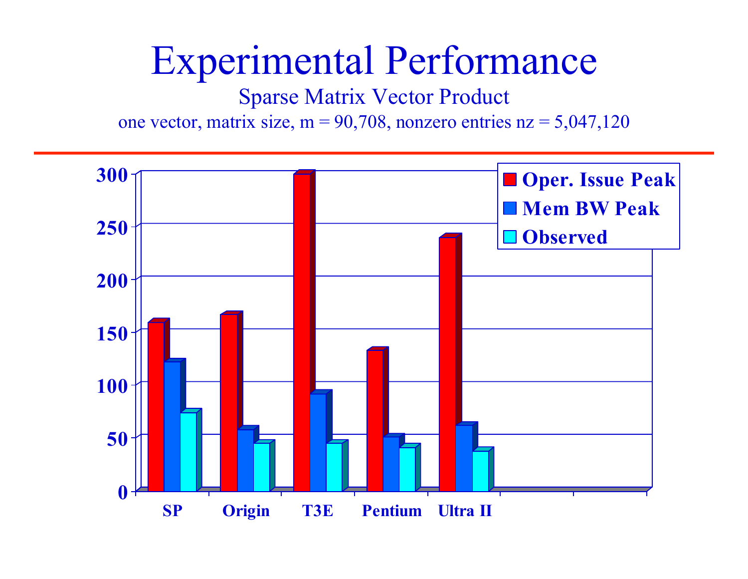# Experimental Performance

Sparse Matrix Vector Product

one vector, matrix size, m = 90,708, nonzero entries nz = 5,047,120

| | Oper. Issue Peak | Mem BW Peak | Observed |
|---|---|---|---|
| SP | ~158 | ~121 | ~72 |
| Origin | ~166 | ~56 | ~44 |
| T3E | ~299 | ~91 | ~44 |
| Pentium | ~131 | ~50 | ~40 |
| Ultra II | ~238 | ~61 | ~37 |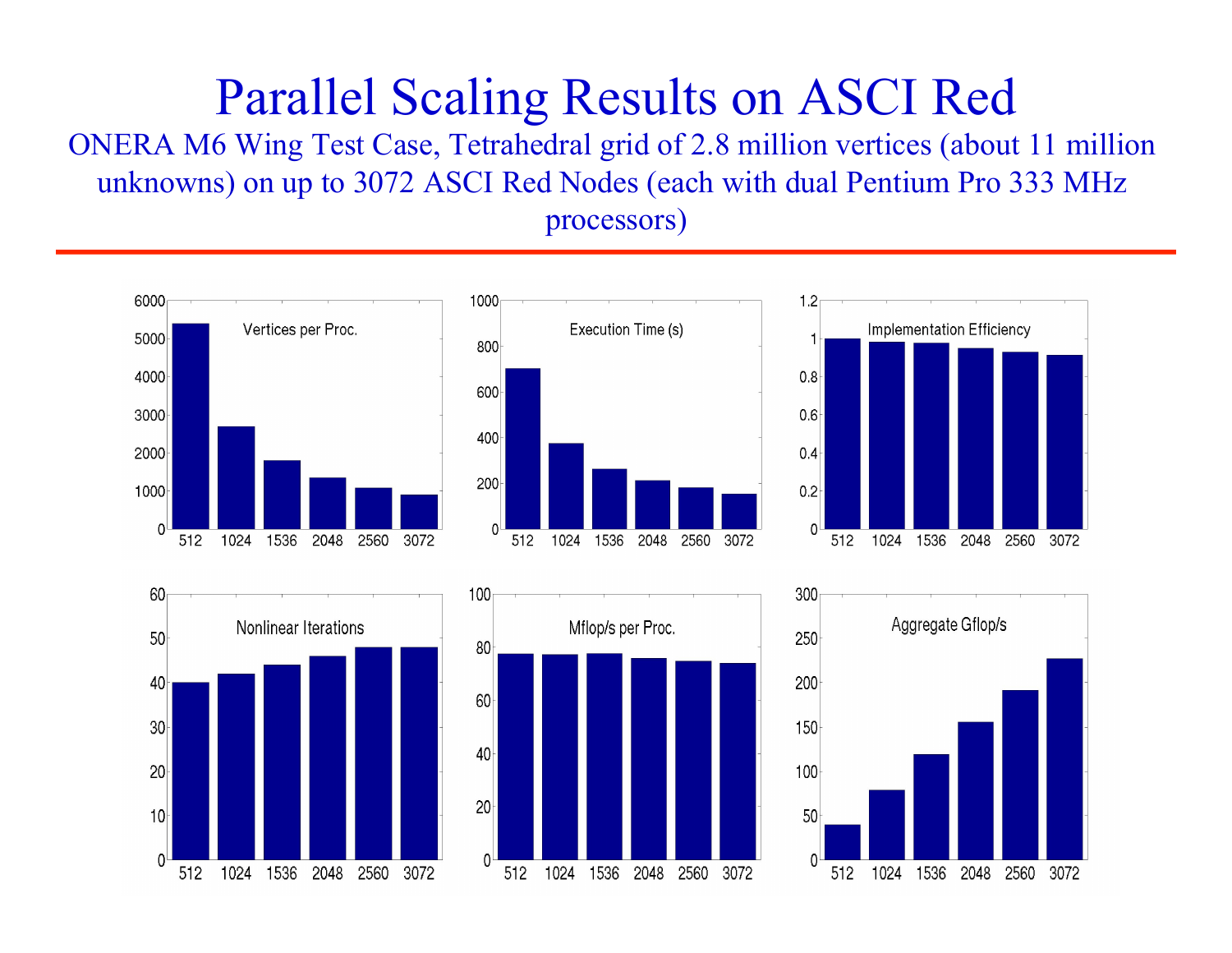# Parallel Scaling Results on ASCI Red

ONERA M6 Wing Test Case, Tetrahedral grid of 2.8 million vertices (about 11 million unknowns) on up to 3072 ASCI Red Nodes (each with dual Pentium Pro 333 MHz processors)

Vertices per Proc.

Execution Time (s)

Implementation Efficiency

Nonlinear Iterations

Mflop/s per Proc.

Aggregate Gflop/s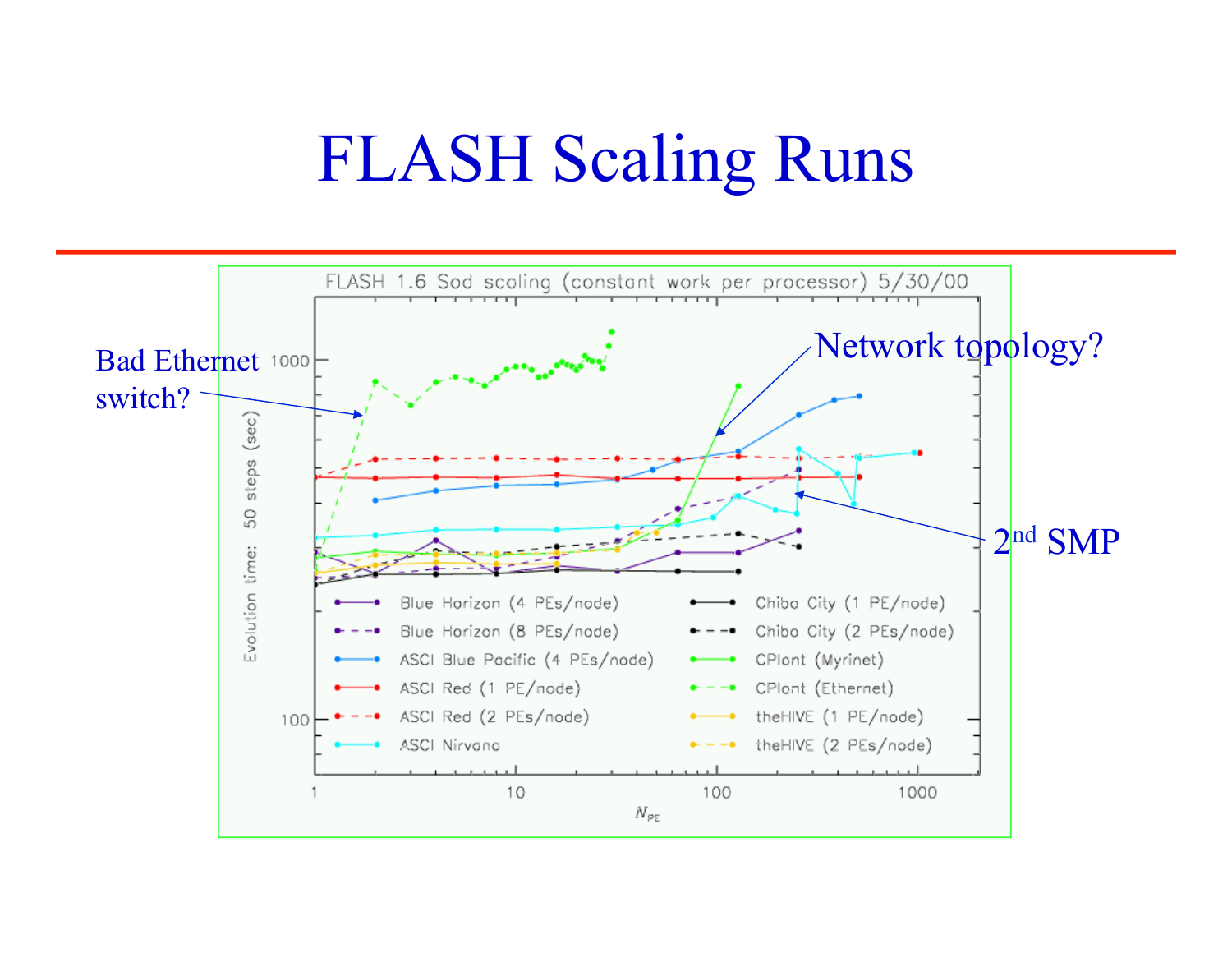# FLASH Scaling Runs

FLASH 1.6 Sod scaling (constant work per processor) 5/30/00

Bad Ethernet switch?

Network topology?

2nd SMP

Evolution time: 50 steps (sec)

$N_{PE}$

- Blue Horizon (4 PEs/node)
- Blue Horizon (8 PEs/node)
- ASCI Blue Pacific (4 PEs/node)
- ASCI Red (1 PE/node)
- ASCI Red (2 PEs/node)
- ASCI Nirvana
- Chiba City (1 PE/node)
- Chiba City (2 PEs/node)
- CPlant (Myrinet)
- CPlant (Ethernet)
- theHIVE (1 PE/node)
- theHIVE (2 PEs/node)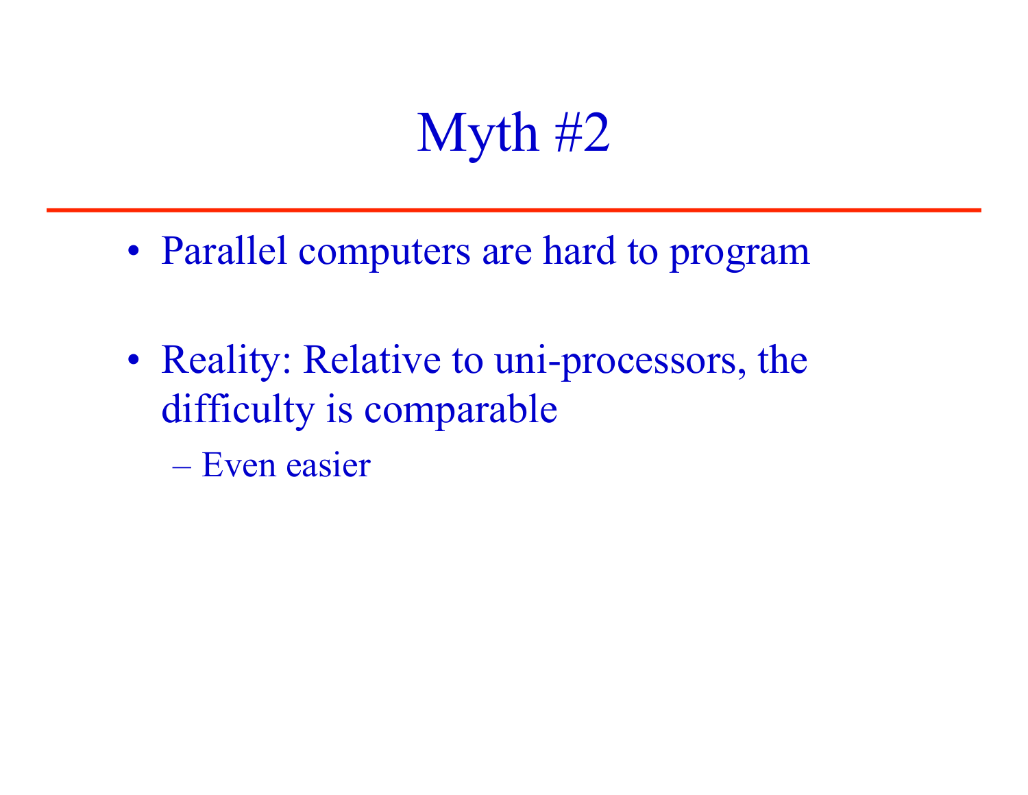# Myth #2

- Parallel computers are hard to program
- Reality: Relative to uni-processors, the difficulty is comparable
  - Even easier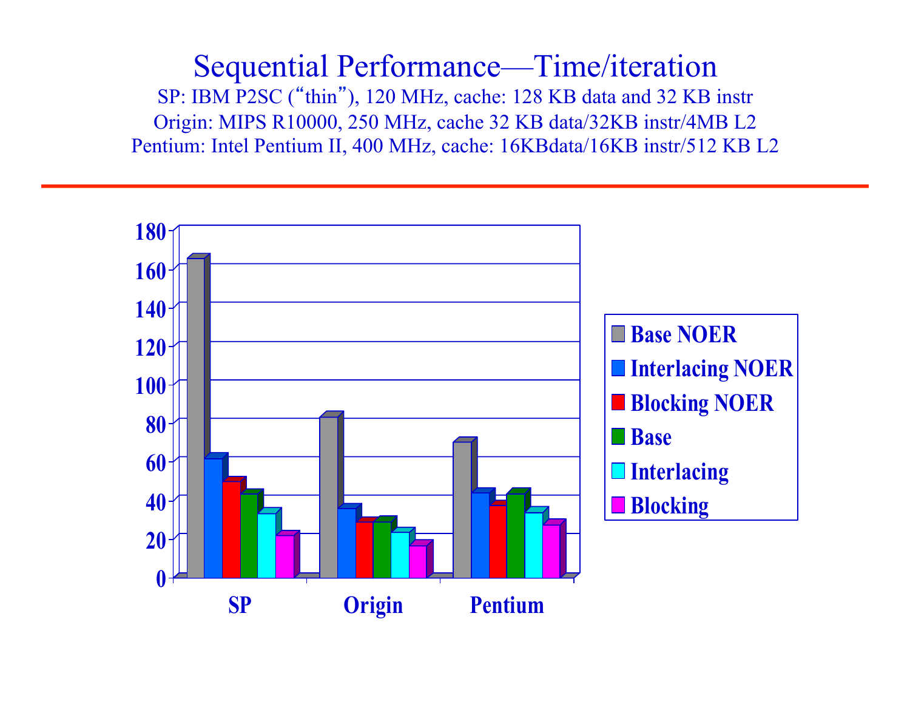# Sequential Performance—Time/iteration

SP: IBM P2SC (“thin”), 120 MHz, cache: 128 KB data and 32 KB instr

Origin: MIPS R10000, 250 MHz, cache 32 KB data/32KB instr/4MB L2

Pentium: Intel Pentium II, 400 MHz, cache: 16KBdata/16KB instr/512 KB L2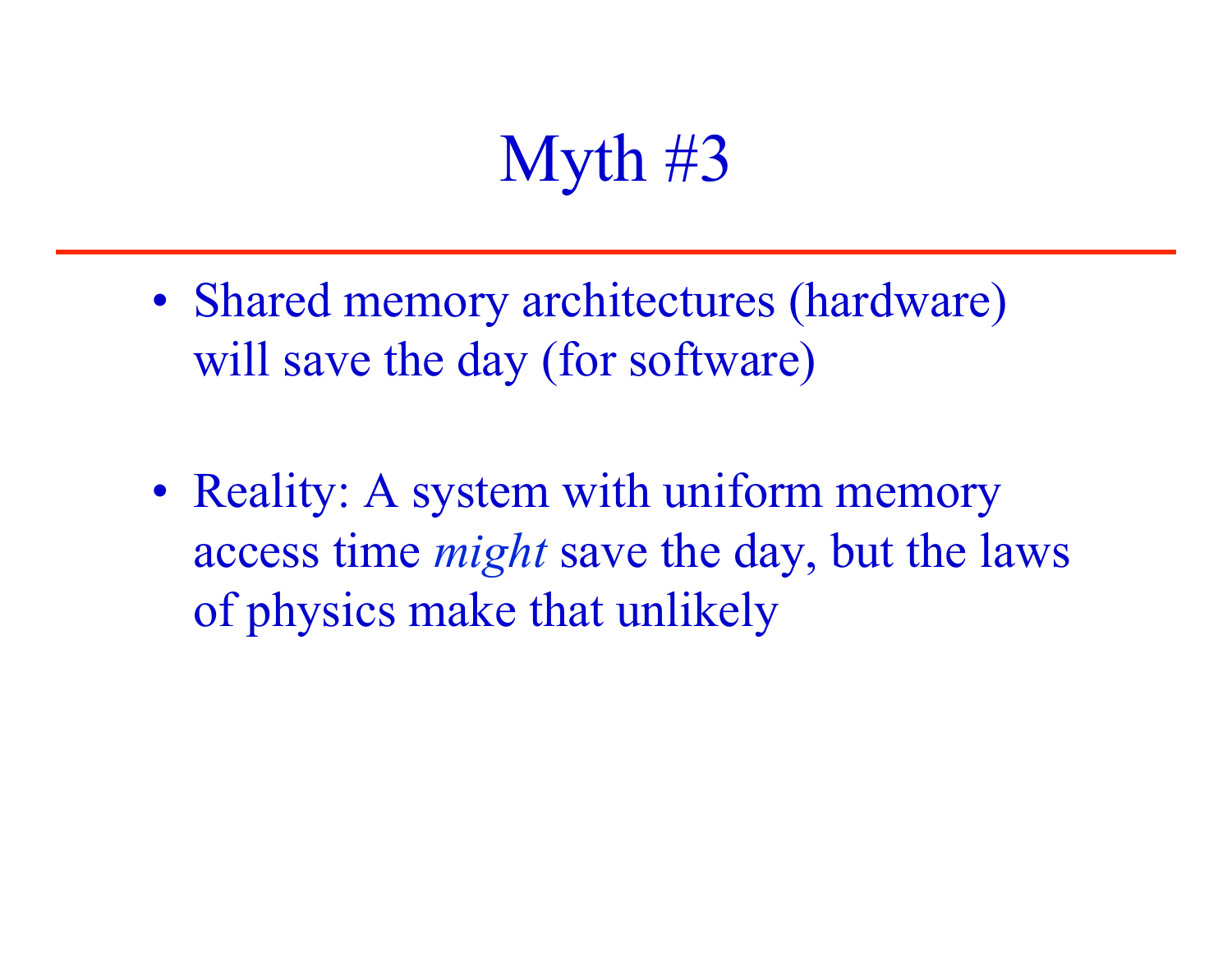# Myth #3

- Shared memory architectures (hardware) will save the day (for software)

- Reality: A system with uniform memory access time *might* save the day, but the laws of physics make that unlikely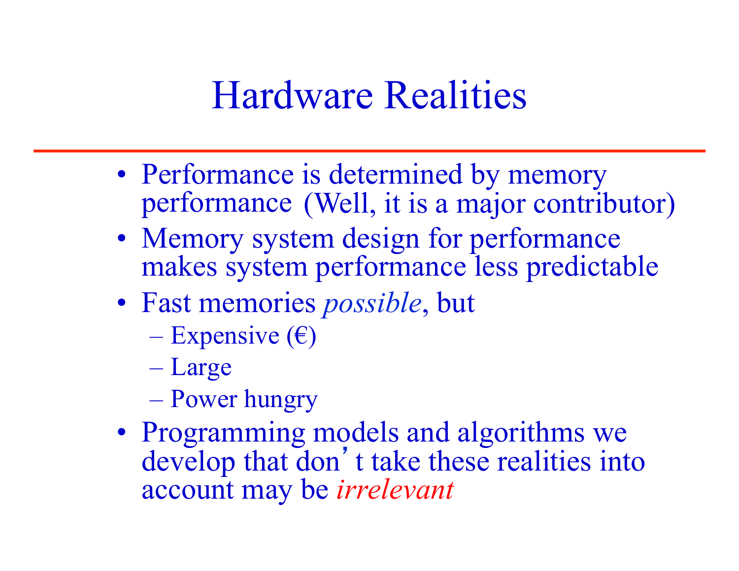# Hardware Realities

- Performance is determined by memory performance (Well, it is a major contributor)
- Memory system design for performance makes system performance less predictable
- Fast memories *possible*, but
  - Expensive (€)
  - Large
  - Power hungry
- Programming models and algorithms we develop that don't take these realities into account may be *irrelevant*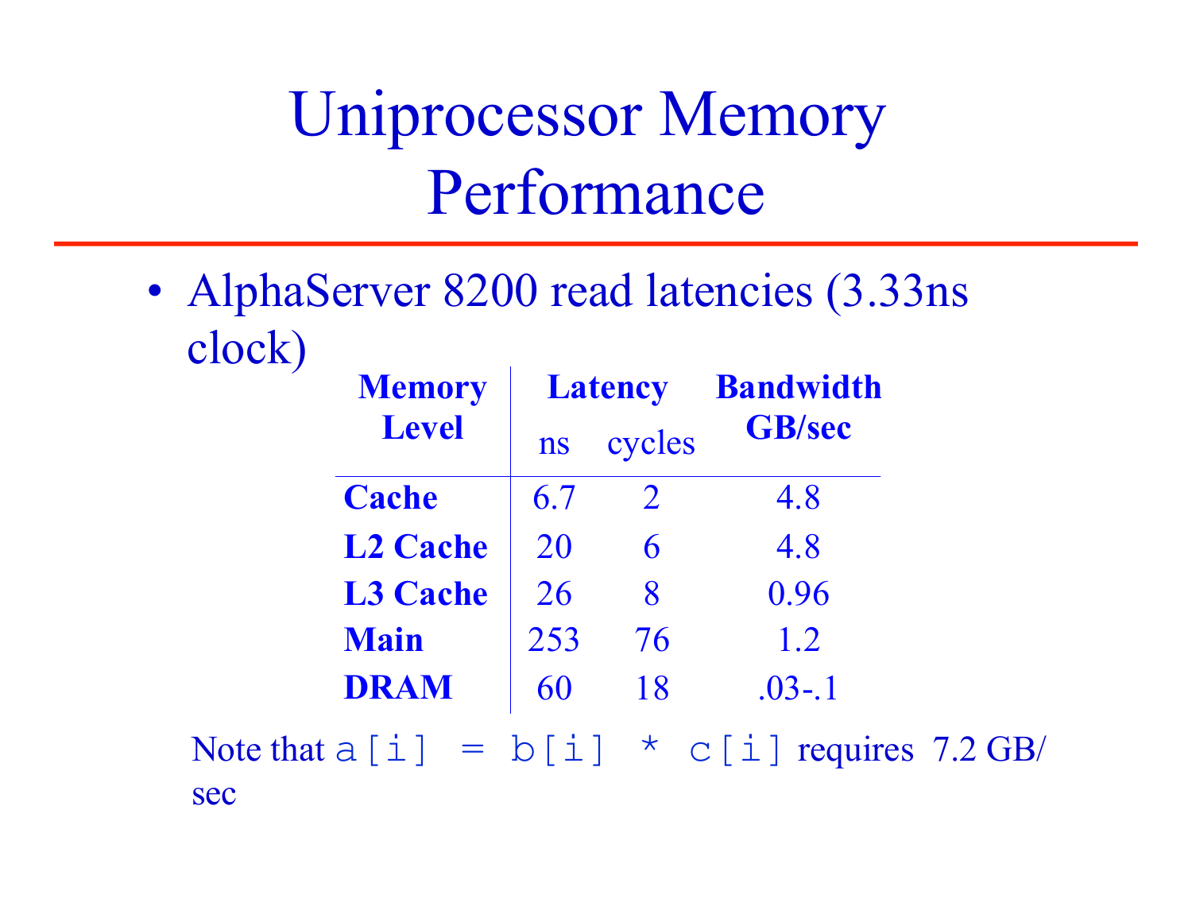# Uniprocessor Memory Performance

- AlphaServer 8200 read latencies (3.33ns clock)

| Memory Level | Latency | | Bandwidth GB/sec |
|---|---|---|---|
| | ns | cycles | |
| **Cache** | 6.7 | 2 | 4.8 |
| **L2 Cache** | 20 | 6 | 4.8 |
| **L3 Cache** | 26 | 8 | 0.96 |
| **Main** | 253 | 76 | 1.2 |
| **DRAM** | 60 | 18 | .03-.1 |

Note that `a[i] = b[i] * c[i]` requires 7.2 GB/sec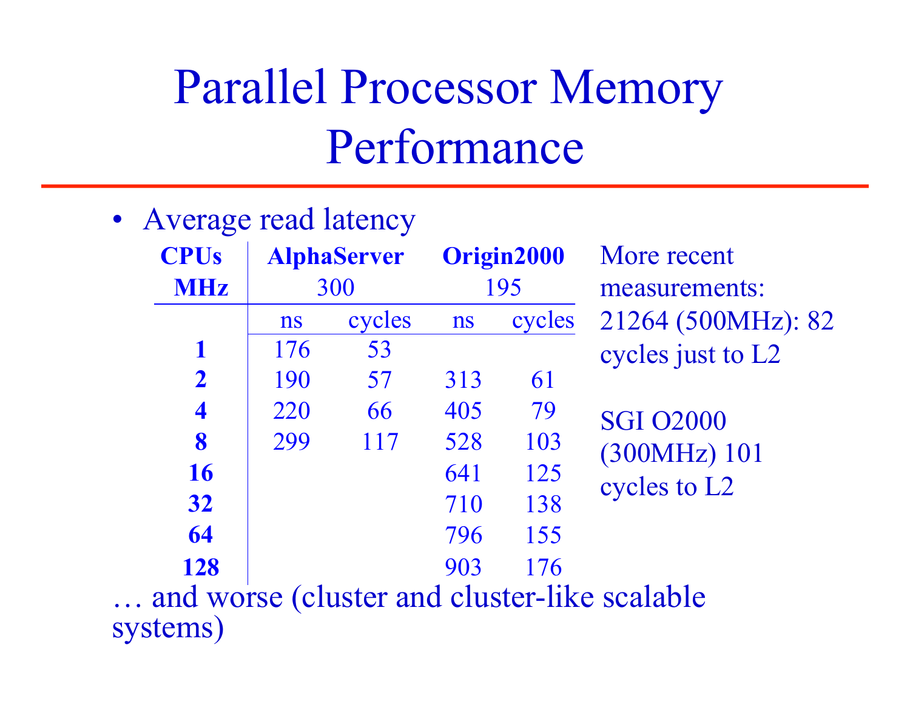# Parallel Processor Memory Performance

- Average read latency

| CPUs | AlphaServer | | Origin2000 | |
|---|---|---|---|---|
| MHz | 300 | | 195 | |
| | ns | cycles | ns | cycles |
| 1 | 176 | 53 | | |
| 2 | 190 | 57 | 313 | 61 |
| 4 | 220 | 66 | 405 | 79 |
| 8 | 299 | 117 | 528 | 103 |
| 16 | | | 641 | 125 |
| 32 | | | 710 | 138 |
| 64 | | | 796 | 155 |
| 128 | | | 903 | 176 |

More recent measurements: 21264 (500MHz): 82 cycles just to L2

SGI O2000 (300MHz) 101 cycles to L2

… and worse (cluster and cluster-like scalable systems)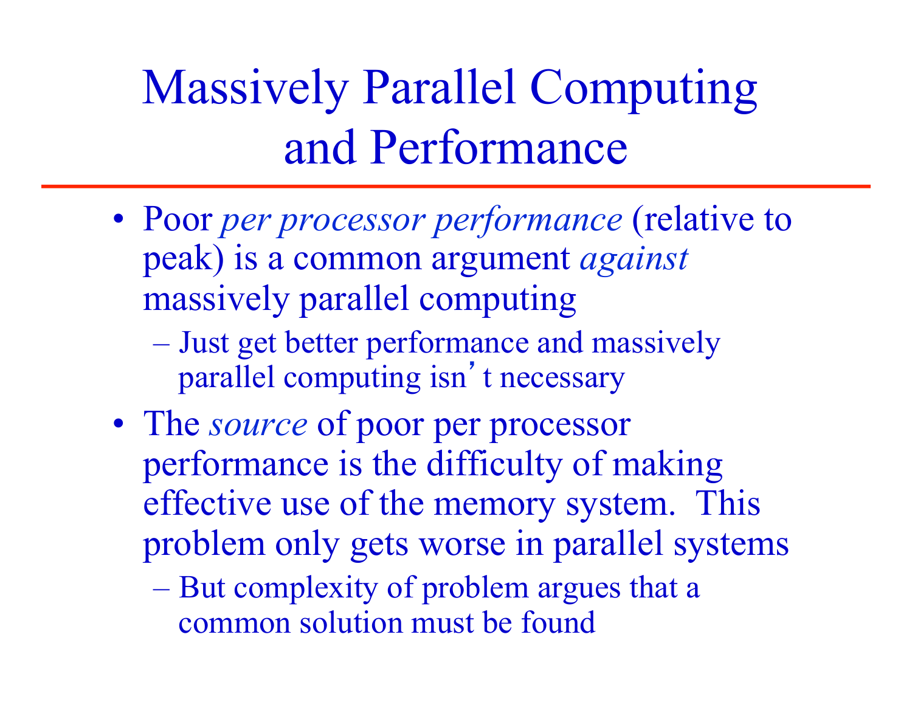# Massively Parallel Computing and Performance

- Poor *per processor performance* (relative to peak) is a common argument *against* massively parallel computing
  - Just get better performance and massively parallel computing isn't necessary
- The *source* of poor per processor performance is the difficulty of making effective use of the memory system. This problem only gets worse in parallel systems
  - But complexity of problem argues that a common solution must be found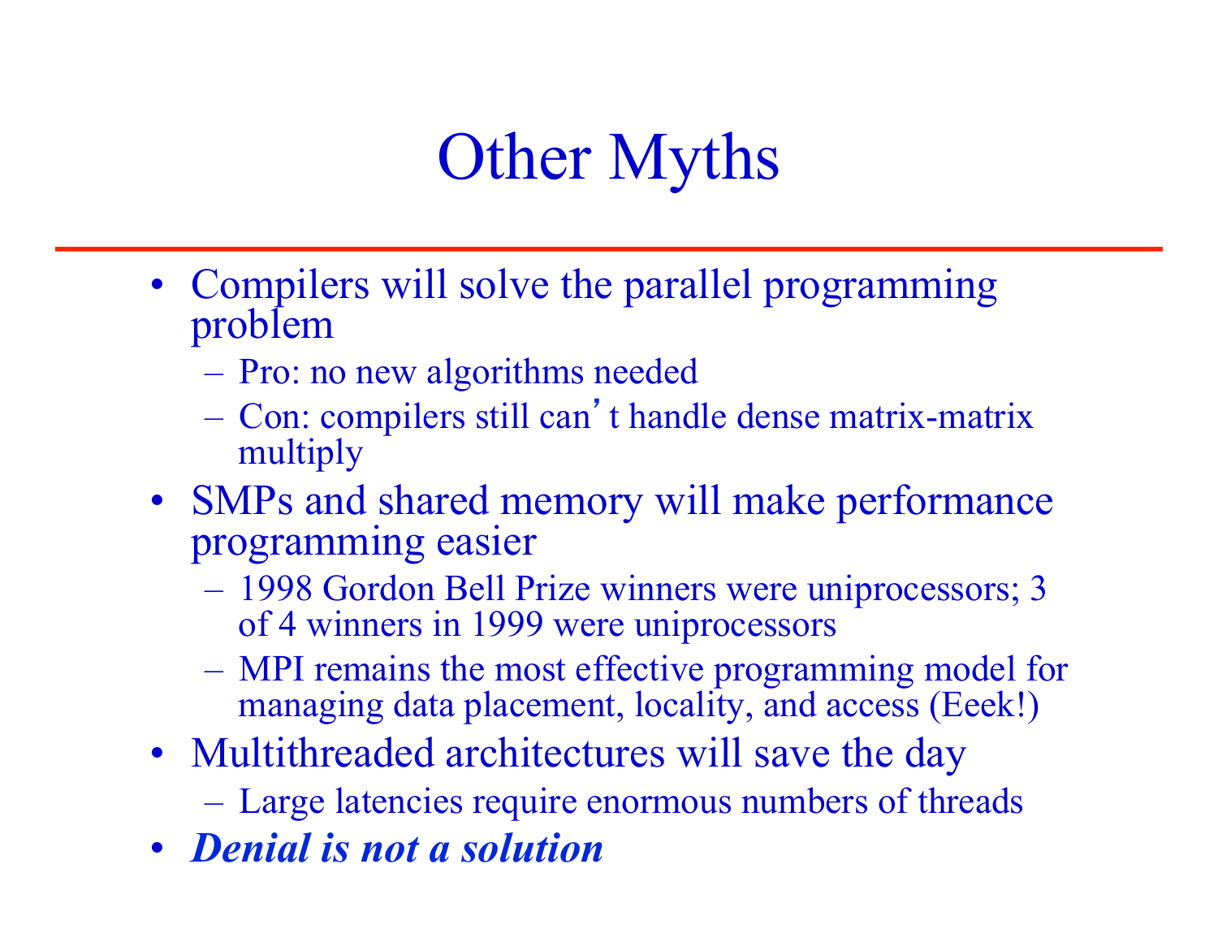# Other Myths

- Compilers will solve the parallel programming problem
  - Pro: no new algorithms needed
  - Con: compilers still can't handle dense matrix-matrix multiply
- SMPs and shared memory will make performance programming easier
  - 1998 Gordon Bell Prize winners were uniprocessors; 3 of 4 winners in 1999 were uniprocessors
  - MPI remains the most effective programming model for managing data placement, locality, and access (Eeek!)
- Multithreaded architectures will save the day
  - Large latencies require enormous numbers of threads
- ***Denial is not a solution***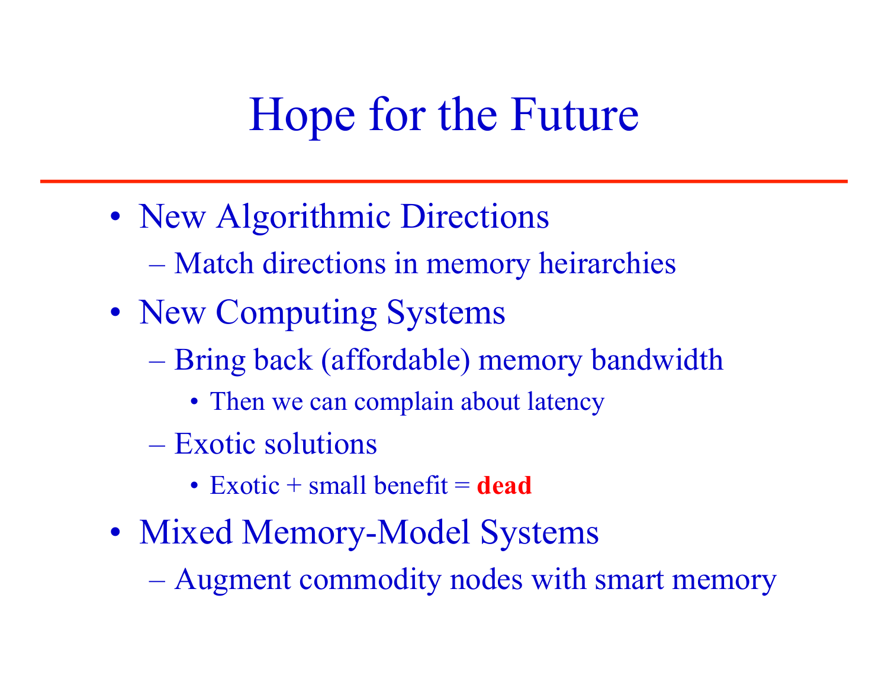# Hope for the Future

- New Algorithmic Directions
  - Match directions in memory heirarchies
- New Computing Systems
  - Bring back (affordable) memory bandwidth
    - Then we can complain about latency
  - Exotic solutions
    - Exotic + small benefit = **dead**
- Mixed Memory-Model Systems
  - Augment commodity nodes with smart memory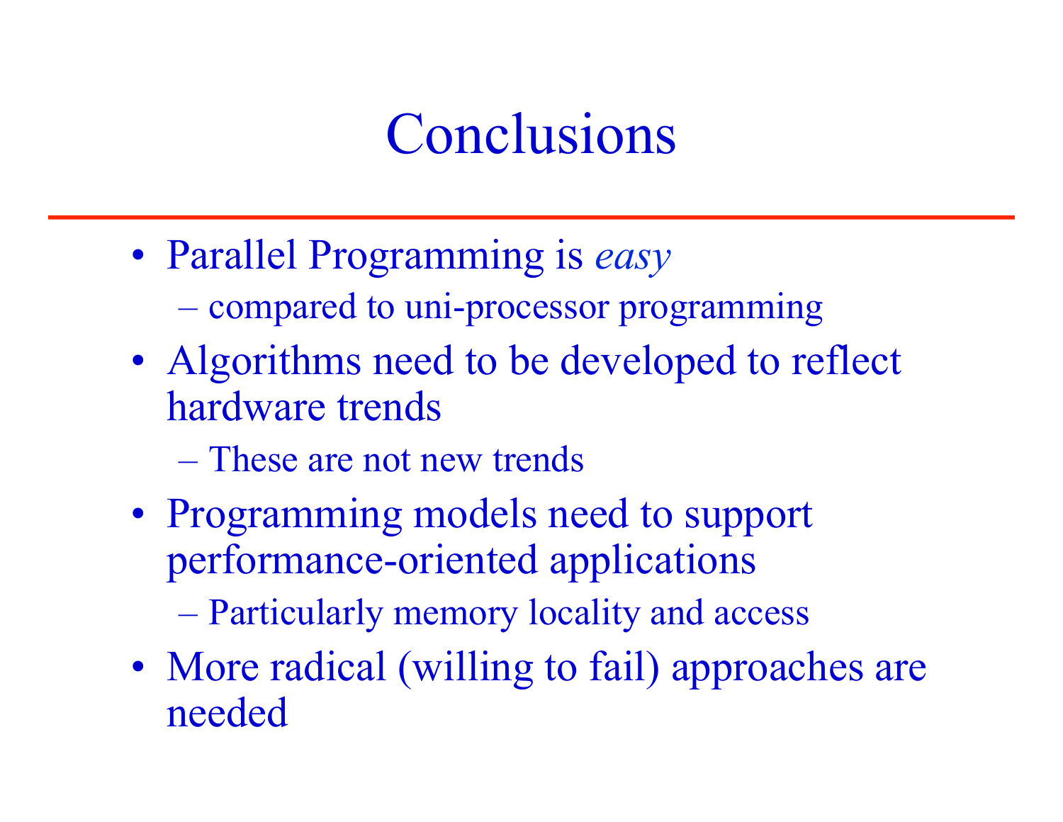# Conclusions

- Parallel Programming is *easy*
  - compared to uni-processor programming
- Algorithms need to be developed to reflect hardware trends
  - These are not new trends
- Programming models need to support performance-oriented applications
  - Particularly memory locality and access
- More radical (willing to fail) approaches are needed